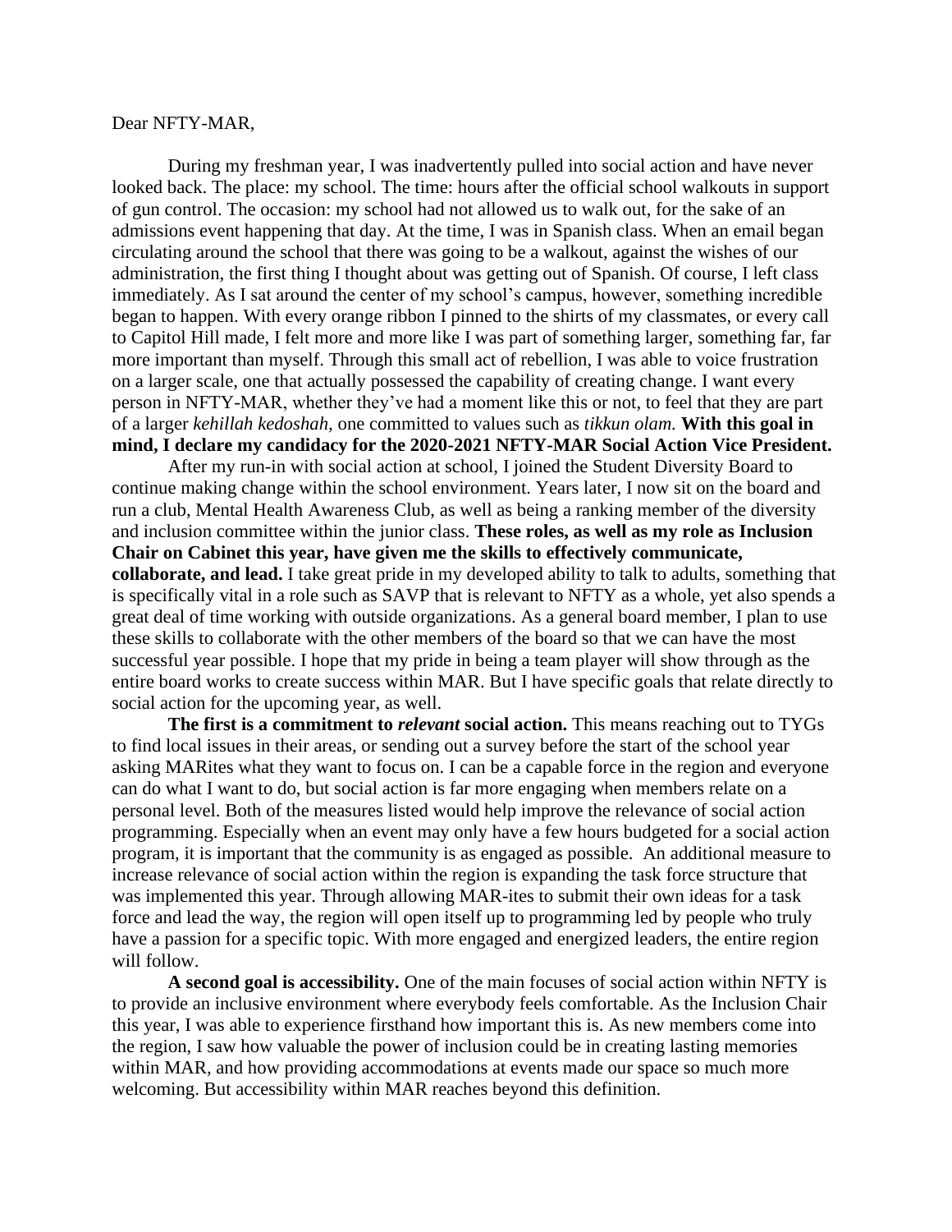Dear NFTY-MAR,

During my freshman year, I was inadvertently pulled into social action and have never looked back. The place: my school. The time: hours after the official school walkouts in support of gun control. The occasion: my school had not allowed us to walk out, for the sake of an admissions event happening that day. At the time, I was in Spanish class. When an email began circulating around the school that there was going to be a walkout, against the wishes of our administration, the first thing I thought about was getting out of Spanish. Of course, I left class immediately. As I sat around the center of my school's campus, however, something incredible began to happen. With every orange ribbon I pinned to the shirts of my classmates, or every call to Capitol Hill made, I felt more and more like I was part of something larger, something far, far more important than myself. Through this small act of rebellion, I was able to voice frustration on a larger scale, one that actually possessed the capability of creating change. I want every person in NFTY-MAR, whether they've had a moment like this or not, to feel that they are part of a larger *kehillah kedoshah,* one committed to values such as *tikkun olam.* **With this goal in mind, I declare my candidacy for the 2020-2021 NFTY-MAR Social Action Vice President.**

After my run-in with social action at school, I joined the Student Diversity Board to continue making change within the school environment. Years later, I now sit on the board and run a club, Mental Health Awareness Club, as well as being a ranking member of the diversity and inclusion committee within the junior class. **These roles, as well as my role as Inclusion Chair on Cabinet this year, have given me the skills to effectively communicate, collaborate, and lead.** I take great pride in my developed ability to talk to adults, something that is specifically vital in a role such as SAVP that is relevant to NFTY as a whole, yet also spends a great deal of time working with outside organizations. As a general board member, I plan to use these skills to collaborate with the other members of the board so that we can have the most successful year possible. I hope that my pride in being a team player will show through as the entire board works to create success within MAR. But I have specific goals that relate directly to social action for the upcoming year, as well.

**The first is a commitment to *relevant* social action.** This means reaching out to TYGs to find local issues in their areas, or sending out a survey before the start of the school year asking MARites what they want to focus on. I can be a capable force in the region and everyone can do what I want to do, but social action is far more engaging when members relate on a personal level. Both of the measures listed would help improve the relevance of social action programming. Especially when an event may only have a few hours budgeted for a social action program, it is important that the community is as engaged as possible. An additional measure to increase relevance of social action within the region is expanding the task force structure that was implemented this year. Through allowing MAR-ites to submit their own ideas for a task force and lead the way, the region will open itself up to programming led by people who truly have a passion for a specific topic. With more engaged and energized leaders, the entire region will follow.

**A second goal is accessibility.** One of the main focuses of social action within NFTY is to provide an inclusive environment where everybody feels comfortable. As the Inclusion Chair this year, I was able to experience firsthand how important this is. As new members come into the region, I saw how valuable the power of inclusion could be in creating lasting memories within MAR, and how providing accommodations at events made our space so much more welcoming. But accessibility within MAR reaches beyond this definition.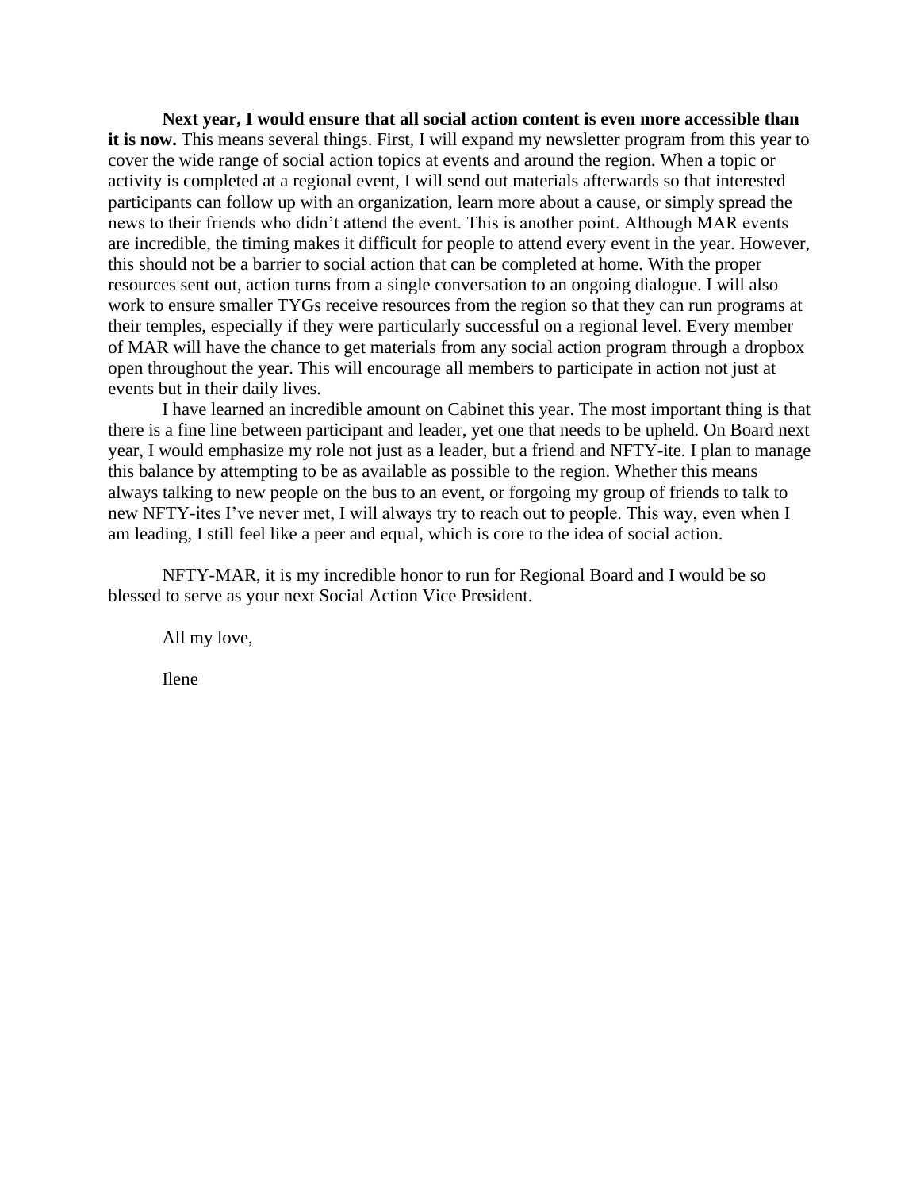**Next year, I would ensure that all social action content is even more accessible than it is now.** This means several things. First, I will expand my newsletter program from this year to cover the wide range of social action topics at events and around the region. When a topic or activity is completed at a regional event, I will send out materials afterwards so that interested participants can follow up with an organization, learn more about a cause, or simply spread the news to their friends who didn't attend the event. This is another point. Although MAR events are incredible, the timing makes it difficult for people to attend every event in the year. However, this should not be a barrier to social action that can be completed at home. With the proper resources sent out, action turns from a single conversation to an ongoing dialogue. I will also work to ensure smaller TYGs receive resources from the region so that they can run programs at their temples, especially if they were particularly successful on a regional level. Every member of MAR will have the chance to get materials from any social action program through a dropbox open throughout the year. This will encourage all members to participate in action not just at events but in their daily lives.

I have learned an incredible amount on Cabinet this year. The most important thing is that there is a fine line between participant and leader, yet one that needs to be upheld. On Board next year, I would emphasize my role not just as a leader, but a friend and NFTY-ite. I plan to manage this balance by attempting to be as available as possible to the region. Whether this means always talking to new people on the bus to an event, or forgoing my group of friends to talk to new NFTY-ites I've never met, I will always try to reach out to people. This way, even when I am leading, I still feel like a peer and equal, which is core to the idea of social action.

NFTY-MAR, it is my incredible honor to run for Regional Board and I would be so blessed to serve as your next Social Action Vice President.

All my love,

Ilene